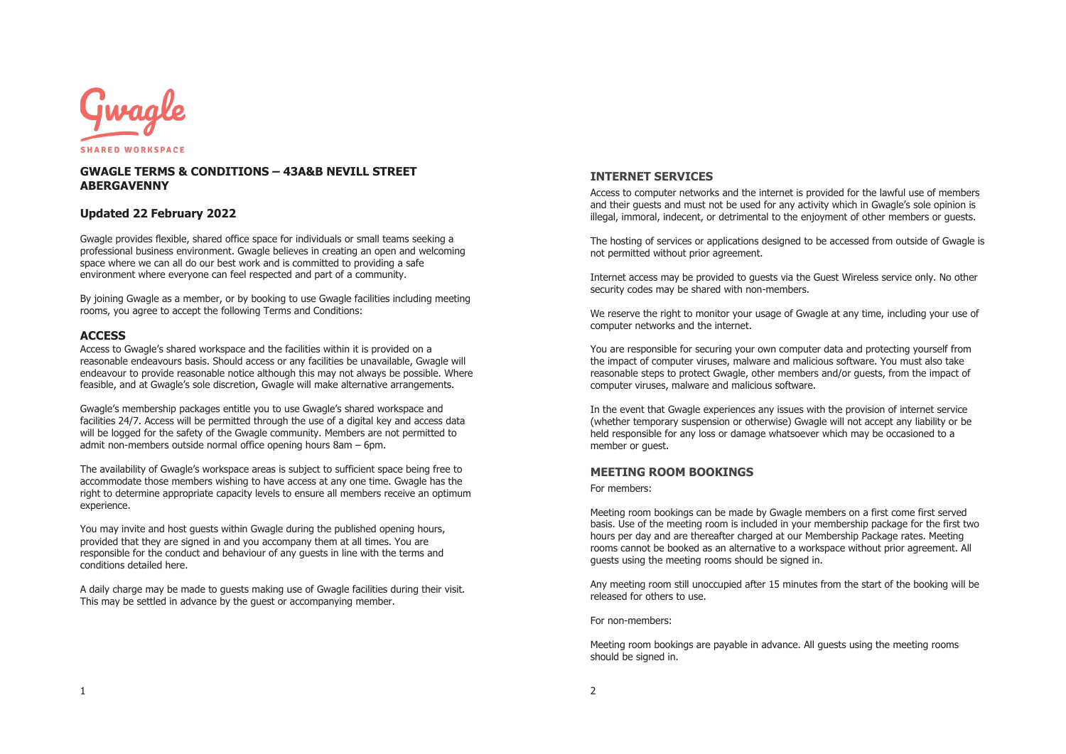Gwagle

SHARED WORKSPACE

# GWAGLE TERMS & CONDITIONS – 43A&B NEVILL STREET ABERGAVENNY

## Updated 22 February 2022

Gwagle provides flexible, shared office space for individuals or small teams seeking a professional business environment. Gwagle believes in creating an open and welcoming space where we can all do our best work and is committed to providing a safe environment where everyone can feel respected and part of a community.

By joining Gwagle as a member, or by booking to use Gwagle facilities including meeting rooms, you agree to accept the following Terms and Conditions:

## ACCESS

Access to Gwagle's shared workspace and the facilities within it is provided on a reasonable endeavours basis. Should access or any facilities be unavailable, Gwagle will endeavour to provide reasonable notice although this may not always be possible. Where feasible, and at Gwagle's sole discretion, Gwagle will make alternative arrangements.

Gwagle's membership packages entitle you to use Gwagle's shared workspace and facilities 24/7. Access will be permitted through the use of a digital key and access data will be logged for the safety of the Gwagle community. Members are not permitted to admit non-members outside normal office opening hours 8am – 6pm.

The availability of Gwagle's workspace areas is subject to sufficient space being free to accommodate those members wishing to have access at any one time. Gwagle has the right to determine appropriate capacity levels to ensure all members receive an optimum experience.

You may invite and host guests within Gwagle during the published opening hours, provided that they are signed in and you accompany them at all times. You are responsible for the conduct and behaviour of any guests in line with the terms and conditions detailed here.

A daily charge may be made to guests making use of Gwagle facilities during their visit. This may be settled in advance by the guest or accompanying member.

## INTERNET SERVICES

Access to computer networks and the internet is provided for the lawful use of members and their guests and must not be used for any activity which in Gwagle's sole opinion is illegal, immoral, indecent, or detrimental to the enjoyment of other members or guests.

The hosting of services or applications designed to be accessed from outside of Gwagle is not permitted without prior agreement.

Internet access may be provided to guests via the Guest Wireless service only. No other security codes may be shared with non-members.

We reserve the right to monitor your usage of Gwagle at any time, including your use of computer networks and the internet.

You are responsible for securing your own computer data and protecting yourself from the impact of computer viruses, malware and malicious software. You must also take reasonable steps to protect Gwagle, other members and/or guests, from the impact of computer viruses, malware and malicious software.

In the event that Gwagle experiences any issues with the provision of internet service (whether temporary suspension or otherwise) Gwagle will not accept any liability or be held responsible for any loss or damage whatsoever which may be occasioned to a member or guest.

## MEETING ROOM BOOKINGS

For members:

Meeting room bookings can be made by Gwagle members on a first come first served basis. Use of the meeting room is included in your membership package for the first two hours per day and are thereafter charged at our Membership Package rates. Meeting rooms cannot be booked as an alternative to a workspace without prior agreement. All guests using the meeting rooms should be signed in.

Any meeting room still unoccupied after 15 minutes from the start of the booking will be released for others to use.

For non-members:

Meeting room bookings are payable in advance. All guests using the meeting rooms should be signed in.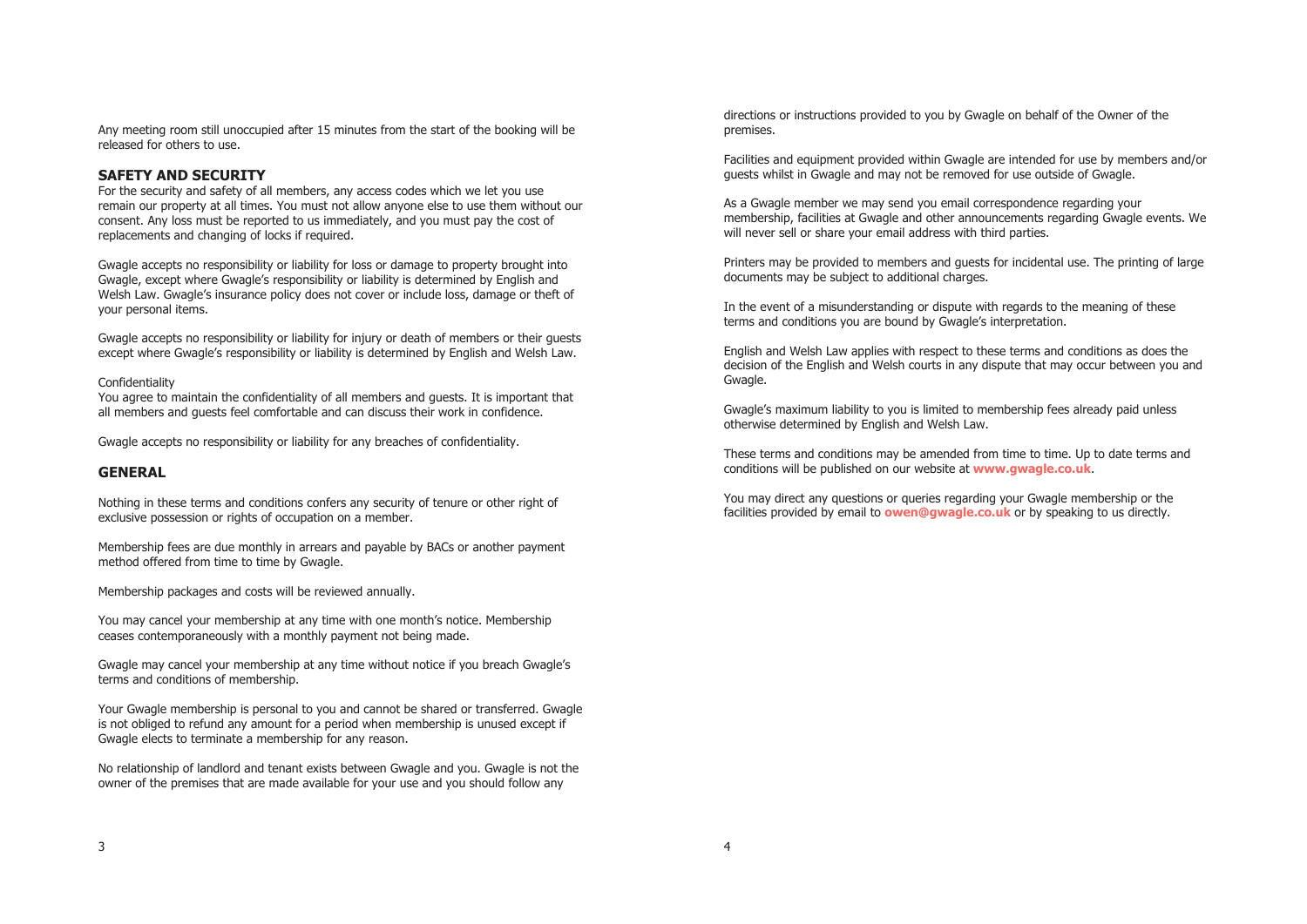Any meeting room still unoccupied after 15 minutes from the start of the booking will be released for others to use.

## SAFETY AND SECURITY

For the security and safety of all members, any access codes which we let you use remain our property at all times. You must not allow anyone else to use them without our consent. Any loss must be reported to us immediately, and you must pay the cost of replacements and changing of locks if required.

Gwagle accepts no responsibility or liability for loss or damage to property brought into Gwagle, except where Gwagle's responsibility or liability is determined by English and Welsh Law. Gwagle's insurance policy does not cover or include loss, damage or theft of your personal items.

Gwagle accepts no responsibility or liability for injury or death of members or their guests except where Gwagle's responsibility or liability is determined by English and Welsh Law.

Confidentiality

You agree to maintain the confidentiality of all members and guests. It is important that all members and guests feel comfortable and can discuss their work in confidence.

Gwagle accepts no responsibility or liability for any breaches of confidentiality.

## GENERAL

Nothing in these terms and conditions confers any security of tenure or other right of exclusive possession or rights of occupation on a member.

Membership fees are due monthly in arrears and payable by BACs or another payment method offered from time to time by Gwagle.

Membership packages and costs will be reviewed annually.

You may cancel your membership at any time with one month's notice. Membership ceases contemporaneously with a monthly payment not being made.

Gwagle may cancel your membership at any time without notice if you breach Gwagle's terms and conditions of membership.

Your Gwagle membership is personal to you and cannot be shared or transferred. Gwagle is not obliged to refund any amount for a period when membership is unused except if Gwagle elects to terminate a membership for any reason.

No relationship of landlord and tenant exists between Gwagle and you. Gwagle is not the owner of the premises that are made available for your use and you should follow any directions or instructions provided to you by Gwagle on behalf of the Owner of the premises.

Facilities and equipment provided within Gwagle are intended for use by members and/or guests whilst in Gwagle and may not be removed for use outside of Gwagle.

As a Gwagle member we may send you email correspondence regarding your membership, facilities at Gwagle and other announcements regarding Gwagle events. We will never sell or share your email address with third parties.

Printers may be provided to members and guests for incidental use. The printing of large documents may be subject to additional charges.

In the event of a misunderstanding or dispute with regards to the meaning of these terms and conditions you are bound by Gwagle's interpretation.

English and Welsh Law applies with respect to these terms and conditions as does the decision of the English and Welsh courts in any dispute that may occur between you and Gwagle.

Gwagle's maximum liability to you is limited to membership fees already paid unless otherwise determined by English and Welsh Law.

These terms and conditions may be amended from time to time. Up to date terms and conditions will be published on our website at **www.gwagle.co.uk**.

You may direct any questions or queries regarding your Gwagle membership or the facilities provided by email to **owen@gwagle.co.uk** or by speaking to us directly.